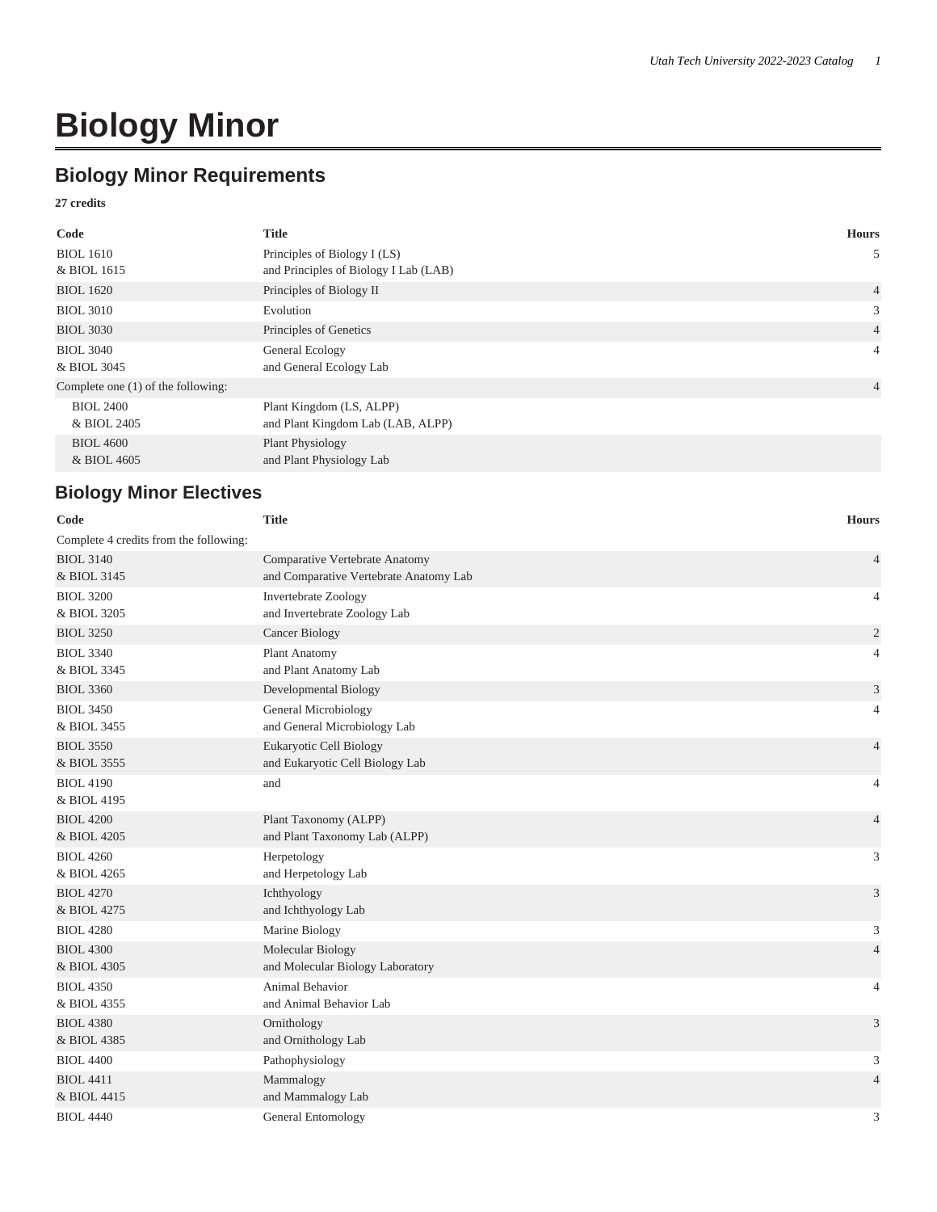# Biology Minor

## Biology Minor Requirements

**27 credits**

| Code | Title | Hours |
|---|---|---|
| BIOL 1610<br>& BIOL 1615 | Principles of Biology I (LS)<br>and Principles of Biology I Lab (LAB) | 5 |
| BIOL 1620 | Principles of Biology II | 4 |
| BIOL 3010 | Evolution | 3 |
| BIOL 3030 | Principles of Genetics | 4 |
| BIOL 3040<br>& BIOL 3045 | General Ecology<br>and General Ecology Lab | 4 |
| Complete one (1) of the following: | | 4 |
| BIOL 2400<br>& BIOL 2405 | Plant Kingdom (LS, ALPP)<br>and Plant Kingdom Lab (LAB, ALPP) | |
| BIOL 4600<br>& BIOL 4605 | Plant Physiology<br>and Plant Physiology Lab | |

## Biology Minor Electives

| Code | Title | Hours |
|---|---|---|
| Complete 4 credits from the following: | | |
| BIOL 3140<br>& BIOL 3145 | Comparative Vertebrate Anatomy<br>and Comparative Vertebrate Anatomy Lab | 4 |
| BIOL 3200<br>& BIOL 3205 | Invertebrate Zoology<br>and Invertebrate Zoology Lab | 4 |
| BIOL 3250 | Cancer Biology | 2 |
| BIOL 3340<br>& BIOL 3345 | Plant Anatomy<br>and Plant Anatomy Lab | 4 |
| BIOL 3360 | Developmental Biology | 3 |
| BIOL 3450<br>& BIOL 3455 | General Microbiology<br>and General Microbiology Lab | 4 |
| BIOL 3550<br>& BIOL 3555 | Eukaryotic Cell Biology<br>and Eukaryotic Cell Biology Lab | 4 |
| BIOL 4190<br>& BIOL 4195 | and | 4 |
| BIOL 4200<br>& BIOL 4205 | Plant Taxonomy (ALPP)<br>and Plant Taxonomy Lab (ALPP) | 4 |
| BIOL 4260<br>& BIOL 4265 | Herpetology<br>and Herpetology Lab | 3 |
| BIOL 4270<br>& BIOL 4275 | Ichthyology<br>and Ichthyology Lab | 3 |
| BIOL 4280 | Marine Biology | 3 |
| BIOL 4300<br>& BIOL 4305 | Molecular Biology<br>and Molecular Biology Laboratory | 4 |
| BIOL 4350<br>& BIOL 4355 | Animal Behavior<br>and Animal Behavior Lab | 4 |
| BIOL 4380<br>& BIOL 4385 | Ornithology<br>and Ornithology Lab | 3 |
| BIOL 4400 | Pathophysiology | 3 |
| BIOL 4411<br>& BIOL 4415 | Mammalogy<br>and Mammalogy Lab | 4 |
| BIOL 4440 | General Entomology | 3 |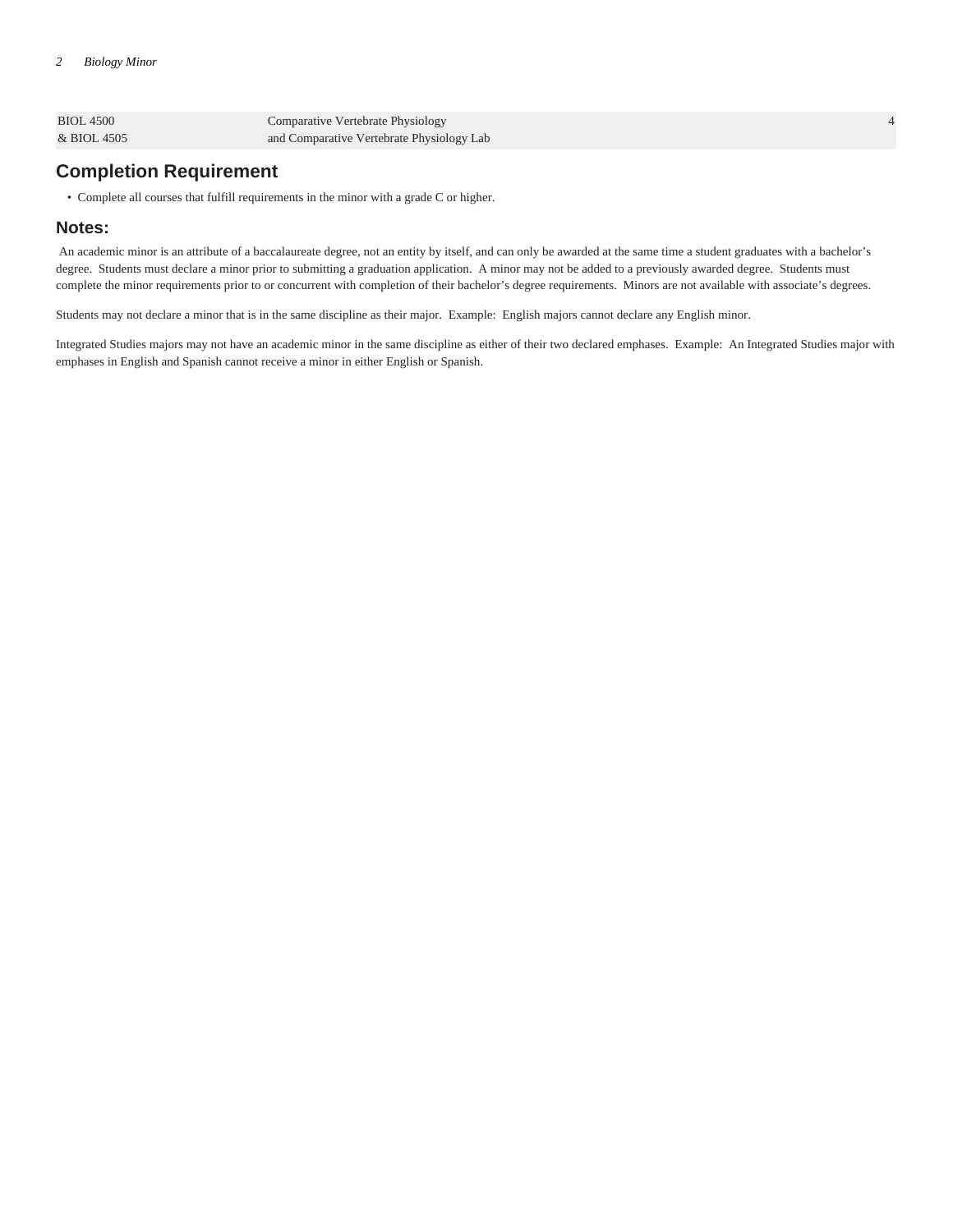| | | |
|---|---|---|
| BIOL 4500<br>& BIOL 4505 | Comparative Vertebrate Physiology<br>and Comparative Vertebrate Physiology Lab | 4 |

## Completion Requirement

- Complete all courses that fulfill requirements in the minor with a grade C or higher.

## Notes:

An academic minor is an attribute of a baccalaureate degree, not an entity by itself, and can only be awarded at the same time a student graduates with a bachelor's degree. Students must declare a minor prior to submitting a graduation application. A minor may not be added to a previously awarded degree. Students must complete the minor requirements prior to or concurrent with completion of their bachelor's degree requirements. Minors are not available with associate's degrees.

Students may not declare a minor that is in the same discipline as their major. Example: English majors cannot declare any English minor.

Integrated Studies majors may not have an academic minor in the same discipline as either of their two declared emphases. Example: An Integrated Studies major with emphases in English and Spanish cannot receive a minor in either English or Spanish.